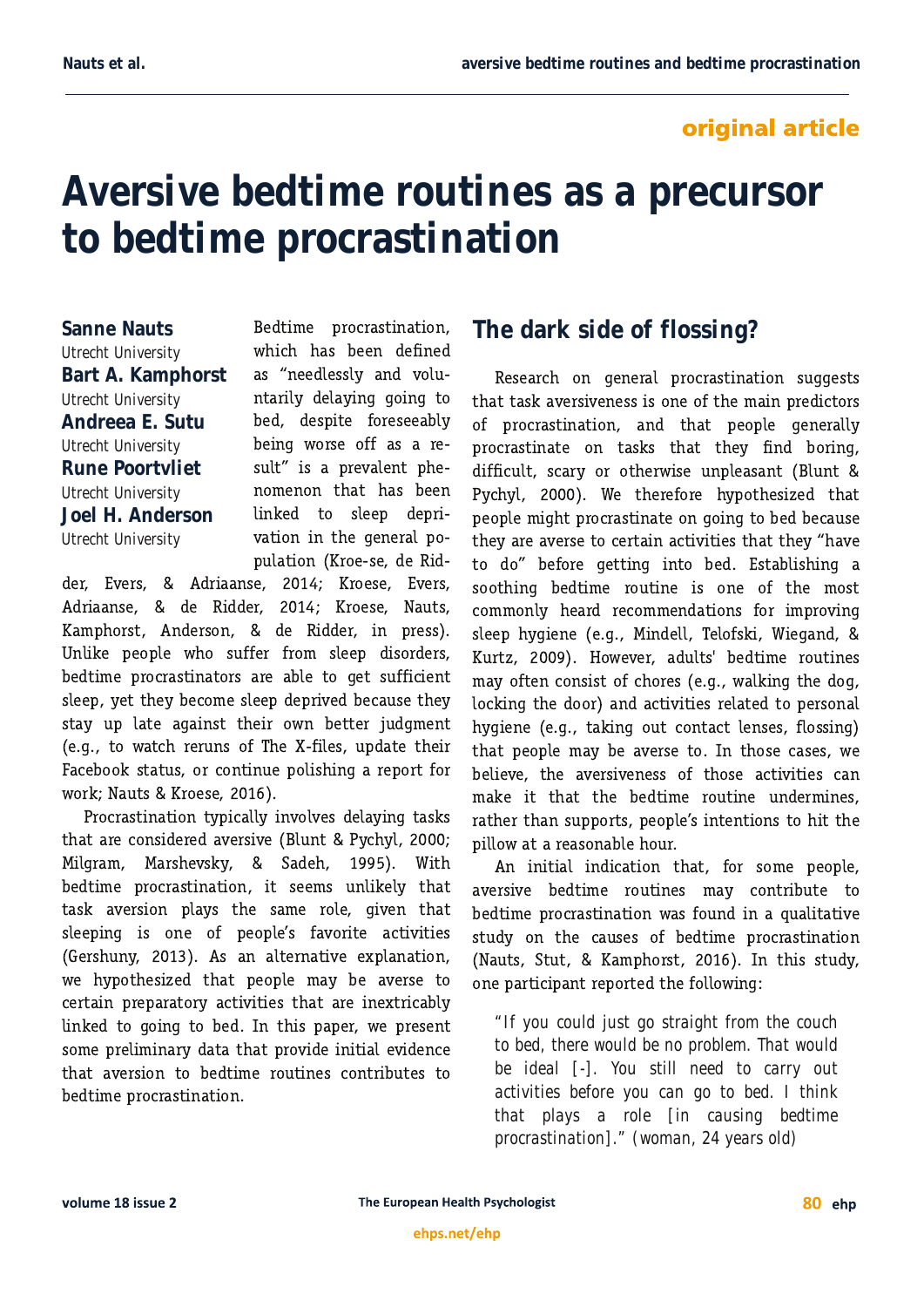original article

# Aversive bedtime routines as a precursor to bedtime procrastination

**Sanne Nauts**
Utrecht University

**Bart A. Kamphorst**
Utrecht University

**Andreea E. Sutu**
Utrecht University

**Rune Poortvliet**
Utrecht University

**Joel H. Anderson**
Utrecht University

Bedtime procrastination, which has been defined as "needlessly and voluntarily delaying going to bed, despite foreseeably being worse off as a result" is a prevalent phenomenon that has been linked to sleep deprivation in the general population (Kroese, de Ridder, Evers, & Adriaanse, 2014; Kroese, Evers, Adriaanse, & de Ridder, 2014; Kroese, Nauts, Kamphorst, Anderson, & de Ridder, in press). Unlike people who suffer from sleep disorders, bedtime procrastinators are able to get sufficient sleep, yet they become sleep deprived because they stay up late against their own better judgment (e.g., to watch reruns of The X-files, update their Facebook status, or continue polishing a report for work; Nauts & Kroese, 2016).

Procrastination typically involves delaying tasks that are considered aversive (Blunt & Pychyl, 2000; Milgram, Marshevsky, & Sadeh, 1995). With bedtime procrastination, it seems unlikely that task aversion plays the same role, given that sleeping is one of people's favorite activities (Gershuny, 2013). As an alternative explanation, we hypothesized that people may be averse to certain preparatory activities that are inextricably linked to going to bed. In this paper, we present some preliminary data that provide initial evidence that aversion to bedtime routines contributes to bedtime procrastination.

## The dark side of flossing?

Research on general procrastination suggests that task aversiveness is one of the main predictors of procrastination, and that people generally procrastinate on tasks that they find boring, difficult, scary or otherwise unpleasant (Blunt & Pychyl, 2000). We therefore hypothesized that people might procrastinate on going to bed because they are averse to certain activities that they "have to do" before getting into bed. Establishing a soothing bedtime routine is one of the most commonly heard recommendations for improving sleep hygiene (e.g., Mindell, Telofski, Wiegand, & Kurtz, 2009). However, adults' bedtime routines may often consist of chores (e.g., walking the dog, locking the door) and activities related to personal hygiene (e.g., taking out contact lenses, flossing) that people may be averse to. In those cases, we believe, the aversiveness of those activities can make it that the bedtime routine undermines, rather than supports, people's intentions to hit the pillow at a reasonable hour.

An initial indication that, for some people, aversive bedtime routines may contribute to bedtime procrastination was found in a qualitative study on the causes of bedtime procrastination (Nauts, Stut, & Kamphorst, 2016). In this study, one participant reported the following:

> "If you could just go straight from the couch to bed, there would be no problem. That would be ideal [-]. You still need to carry out activities before you can go to bed. I think that plays a role [in causing bedtime procrastination]." (woman, 24 years old)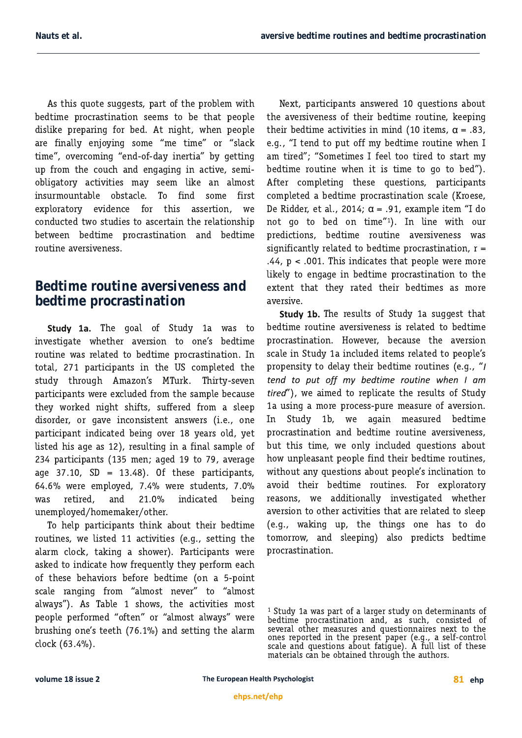As this quote suggests, part of the problem with bedtime procrastination seems to be that people dislike preparing for bed. At night, when people are finally enjoying some "me time" or "slack time", overcoming "end-of-day inertia" by getting up from the couch and engaging in active, semi-obligatory activities may seem like an almost insurmountable obstacle. To find some first exploratory evidence for this assertion, we conducted two studies to ascertain the relationship between bedtime procrastination and bedtime routine aversiveness.

## Bedtime routine aversiveness and bedtime procrastination

**Study 1a.** The goal of Study 1a was to investigate whether aversion to one's bedtime routine was related to bedtime procrastination. In total, 271 participants in the US completed the study through Amazon's MTurk. Thirty-seven participants were excluded from the sample because they worked night shifts, suffered from a sleep disorder, or gave inconsistent answers (i.e., one participant indicated being over 18 years old, yet listed his age as 12), resulting in a final sample of 234 participants (135 men; aged 19 to 79, average age 37.10, SD = 13.48). Of these participants, 64.6% were employed, 7.4% were students, 7.0% was retired, and 21.0% indicated being unemployed/homemaker/other.

To help participants think about their bedtime routines, we listed 11 activities (e.g., setting the alarm clock, taking a shower). Participants were asked to indicate how frequently they perform each of these behaviors before bedtime (on a 5-point scale ranging from "almost never" to "almost always"). As Table 1 shows, the activities most people performed "often" or "almost always" were brushing one's teeth (76.1%) and setting the alarm clock (63.4%).

Next, participants answered 10 questions about the aversiveness of their bedtime routine, keeping their bedtime activities in mind (10 items, $\alpha = .83$, e.g., "I tend to put off my bedtime routine when I am tired"; "Sometimes I feel too tired to start my bedtime routine when it is time to go to bed"). After completing these questions, participants completed a bedtime procrastination scale (Kroese, De Ridder, et al., 2014; $\alpha = .91$, example item "I do not go to bed on time"[1]). In line with our predictions, bedtime routine aversiveness was significantly related to bedtime procrastination, $r = .44$, $p < .001$. This indicates that people were more likely to engage in bedtime procrastination to the extent that they rated their bedtimes as more aversive.

**Study 1b.** The results of Study 1a suggest that bedtime routine aversiveness is related to bedtime procrastination. However, because the aversion scale in Study 1a included items related to people's propensity to delay their bedtime routines (e.g., "*I tend to put off my bedtime routine when I am tired*"), we aimed to replicate the results of Study 1a using a more process-pure measure of aversion. In Study 1b, we again measured bedtime procrastination and bedtime routine aversiveness, but this time, we only included questions about how unpleasant people find their bedtime routines, without any questions about people's inclination to avoid their bedtime routines. For exploratory reasons, we additionally investigated whether aversion to other activities that are related to sleep (e.g., waking up, the things one has to do tomorrow, and sleeping) also predicts bedtime procrastination.

[1] Study 1a was part of a larger study on determinants of bedtime procrastination and, as such, consisted of several other measures and questionnaires next to the ones reported in the present paper (e.g., a self-control scale and questions about fatigue). A full list of these materials can be obtained through the authors.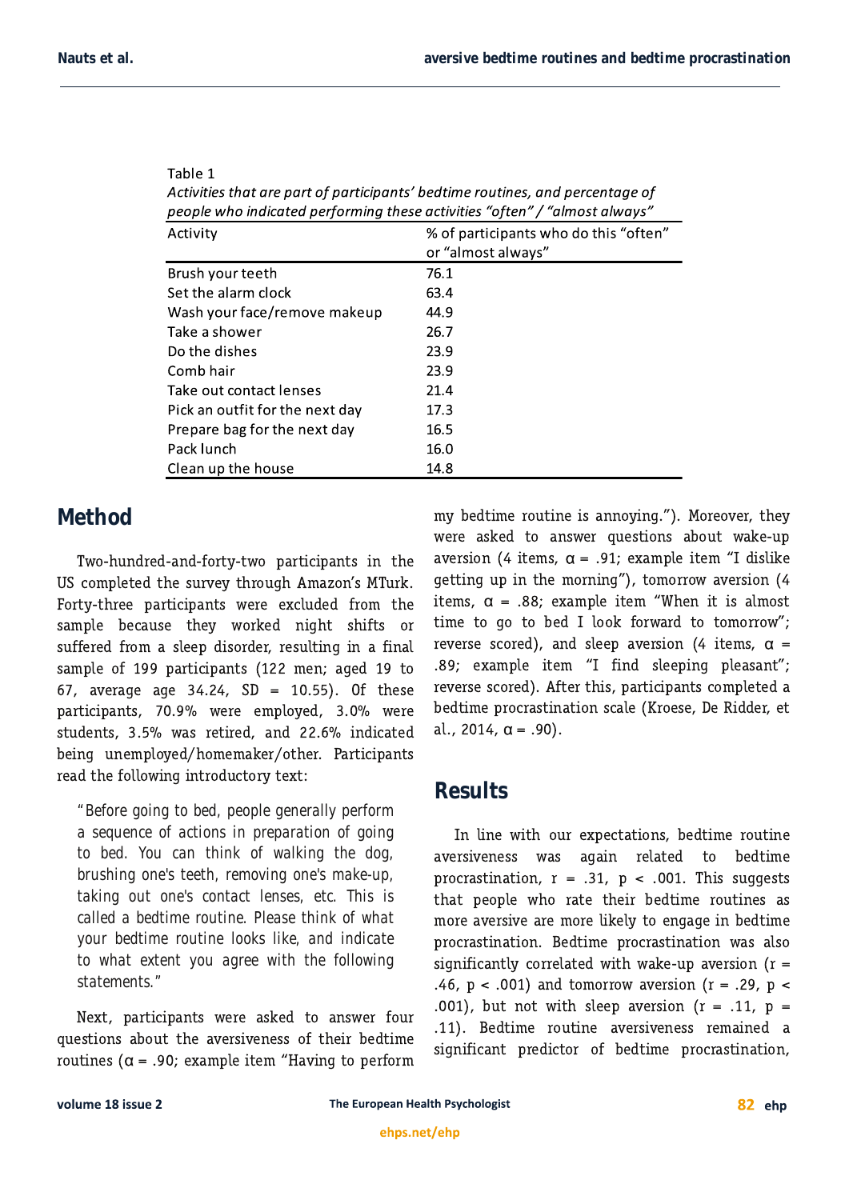Table 1

*Activities that are part of participants' bedtime routines, and percentage of people who indicated performing these activities "often" / "almost always"*

| Activity | % of participants who do this "often" or "almost always" |
|---|---|
| Brush your teeth | 76.1 |
| Set the alarm clock | 63.4 |
| Wash your face/remove makeup | 44.9 |
| Take a shower | 26.7 |
| Do the dishes | 23.9 |
| Comb hair | 23.9 |
| Take out contact lenses | 21.4 |
| Pick an outfit for the next day | 17.3 |
| Prepare bag for the next day | 16.5 |
| Pack lunch | 16.0 |
| Clean up the house | 14.8 |

## Method

Two-hundred-and-forty-two participants in the US completed the survey through Amazon's MTurk. Forty-three participants were excluded from the sample because they worked night shifts or suffered from a sleep disorder, resulting in a final sample of 199 participants (122 men; aged 19 to 67, average age 34.24, SD = 10.55). Of these participants, 70.9% were employed, 3.0% were students, 3.5% was retired, and 22.6% indicated being unemployed/homemaker/other. Participants read the following introductory text:

> "Before going to bed, people generally perform a sequence of actions in preparation of going to bed. You can think of walking the dog, brushing one's teeth, removing one's make-up, taking out one's contact lenses, etc. This is called a bedtime routine. Please think of what your bedtime routine looks like, and indicate to what extent you agree with the following statements."

Next, participants were asked to answer four questions about the aversiveness of their bedtime routines ($\alpha = .90$; example item "Having to perform my bedtime routine is annoying."). Moreover, they were asked to answer questions about wake-up aversion (4 items, $\alpha = .91$; example item "I dislike getting up in the morning"), tomorrow aversion (4 items, $\alpha = .88$; example item "When it is almost time to go to bed I look forward to tomorrow"; reverse scored), and sleep aversion (4 items, $\alpha = .89$; example item "I find sleeping pleasant"; reverse scored). After this, participants completed a bedtime procrastination scale (Kroese, De Ridder, et al., 2014, $\alpha = .90$).

## Results

In line with our expectations, bedtime routine aversiveness was again related to bedtime procrastination, $r = .31$, $p < .001$. This suggests that people who rate their bedtime routines as more aversive are more likely to engage in bedtime procrastination. Bedtime procrastination was also significantly correlated with wake-up aversion ($r = .46$, $p < .001$) and tomorrow aversion ($r = .29$, $p < .001$), but not with sleep aversion ($r = .11$, $p = .11$). Bedtime routine aversiveness remained a significant predictor of bedtime procrastination,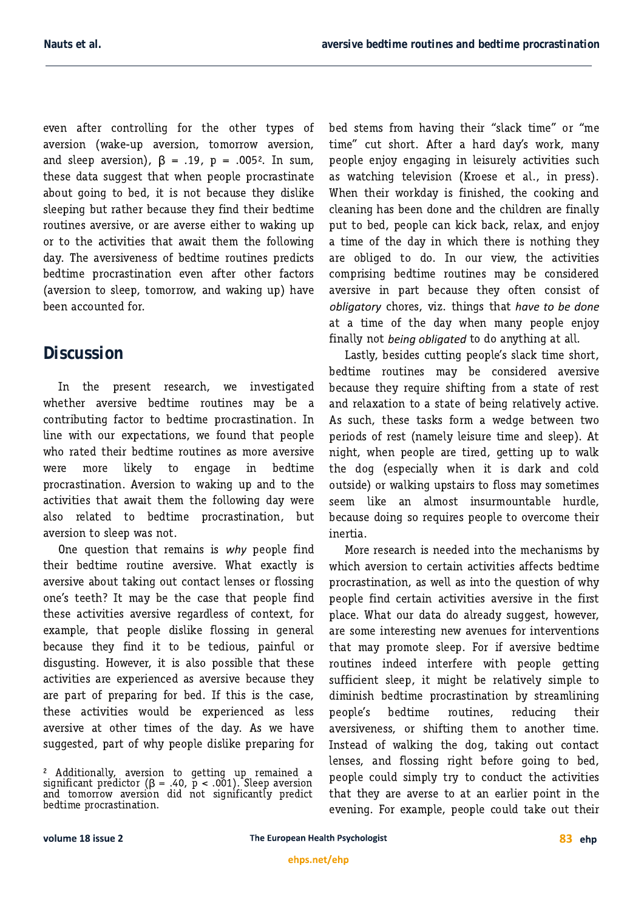even after controlling for the other types of aversion (wake-up aversion, tomorrow aversion, and sleep aversion), $\beta = .19$, $p = .005$[2]. In sum, these data suggest that when people procrastinate about going to bed, it is not because they dislike sleeping but rather because they find their bedtime routines aversive, or are averse either to waking up or to the activities that await them the following day. The aversiveness of bedtime routines predicts bedtime procrastination even after other factors (aversion to sleep, tomorrow, and waking up) have been accounted for.

## Discussion

In the present research, we investigated whether aversive bedtime routines may be a contributing factor to bedtime procrastination. In line with our expectations, we found that people who rated their bedtime routines as more aversive were more likely to engage in bedtime procrastination. Aversion to waking up and to the activities that await them the following day were also related to bedtime procrastination, but aversion to sleep was not.

One question that remains is *why* people find their bedtime routine aversive. What exactly is aversive about taking out contact lenses or flossing one's teeth? It may be the case that people find these activities aversive regardless of context, for example, that people dislike flossing in general because they find it to be tedious, painful or disgusting. However, it is also possible that these activities are experienced as aversive because they are part of preparing for bed. If this is the case, these activities would be experienced as less aversive at other times of the day. As we have suggested, part of why people dislike preparing for bed stems from having their "slack time" or "me time" cut short. After a hard day's work, many people enjoy engaging in leisurely activities such as watching television (Kroese et al., in press). When their workday is finished, the cooking and cleaning has been done and the children are finally put to bed, people can kick back, relax, and enjoy a time of the day in which there is nothing they are obliged to do. In our view, the activities comprising bedtime routines may be considered aversive in part because they often consist of *obligatory* chores, viz. things that *have to be done* at a time of the day when many people enjoy finally not *being obligated* to do anything at all.

Lastly, besides cutting people's slack time short, bedtime routines may be considered aversive because they require shifting from a state of rest and relaxation to a state of being relatively active. As such, these tasks form a wedge between two periods of rest (namely leisure time and sleep). At night, when people are tired, getting up to walk the dog (especially when it is dark and cold outside) or walking upstairs to floss may sometimes seem like an almost insurmountable hurdle, because doing so requires people to overcome their inertia.

More research is needed into the mechanisms by which aversion to certain activities affects bedtime procrastination, as well as into the question of why people find certain activities aversive in the first place. What our data do already suggest, however, are some interesting new avenues for interventions that may promote sleep. For if aversive bedtime routines indeed interfere with people getting sufficient sleep, it might be relatively simple to diminish bedtime procrastination by streamlining people's bedtime routines, reducing their aversiveness, or shifting them to another time. Instead of walking the dog, taking out contact lenses, and flossing right before going to bed, people could simply try to conduct the activities that they are averse to at an earlier point in the evening. For example, people could take out their

[2] Additionally, aversion to getting up remained a significant predictor ($\beta = .40$, $p < .001$). Sleep aversion and tomorrow aversion did not significantly predict bedtime procrastination.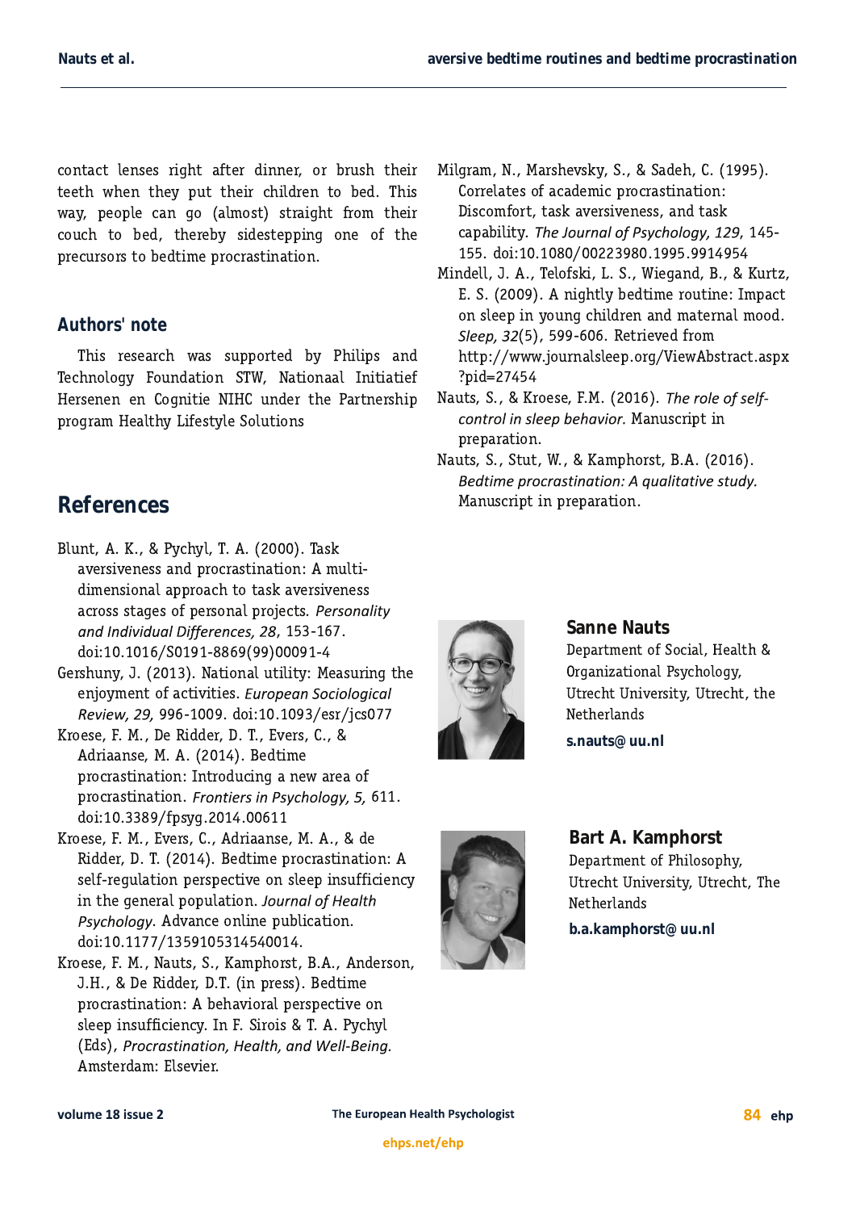contact lenses right after dinner, or brush their teeth when they put their children to bed. This way, people can go (almost) straight from their couch to bed, thereby sidestepping one of the precursors to bedtime procrastination.

## Authors' note

This research was supported by Philips and Technology Foundation STW, Nationaal Initiatief Hersenen en Cognitie NIHC under the Partnership program Healthy Lifestyle Solutions

# References

Blunt, A. K., & Pychyl, T. A. (2000). Task aversiveness and procrastination: A multi-dimensional approach to task aversiveness across stages of personal projects. *Personality and Individual Differences, 28*, 153-167. doi:10.1016/S0191-8869(99)00091-4

Gershuny, J. (2013). National utility: Measuring the enjoyment of activities. *European Sociological Review, 29,* 996-1009. doi:10.1093/esr/jcs077

Kroese, F. M., De Ridder, D. T., Evers, C., & Adriaanse, M. A. (2014). Bedtime procrastination: Introducing a new area of procrastination. *Frontiers in Psychology, 5,* 611. doi:10.3389/fpsyg.2014.00611

Kroese, F. M., Evers, C., Adriaanse, M. A., & de Ridder, D. T. (2014). Bedtime procrastination: A self-regulation perspective on sleep insufficiency in the general population. *Journal of Health Psychology*. Advance online publication. doi:10.1177/1359105314540014.

Kroese, F. M., Nauts, S., Kamphorst, B.A., Anderson, J.H., & De Ridder, D.T. (in press). Bedtime procrastination: A behavioral perspective on sleep insufficiency. In F. Sirois & T. A. Pychyl (Eds), *Procrastination, Health, and Well-Being.* Amsterdam: Elsevier.

Milgram, N., Marshevsky, S., & Sadeh, C. (1995). Correlates of academic procrastination: Discomfort, task aversiveness, and task capability. *The Journal of Psychology, 129*, 145-155. doi:10.1080/00223980.1995.9914954

Mindell, J. A., Telofski, L. S., Wiegand, B., & Kurtz, E. S. (2009). A nightly bedtime routine: Impact on sleep in young children and maternal mood. *Sleep, 32*(5), 599-606. Retrieved from http://www.journalsleep.org/ViewAbstract.aspx?pid=27454

Nauts, S., & Kroese, F.M. (2016). *The role of self-control in sleep behavior.* Manuscript in preparation.

Nauts, S., Stut, W., & Kamphorst, B.A. (2016). *Bedtime procrastination: A qualitative study.* Manuscript in preparation.

**Sanne Nauts**
Department of Social, Health & Organizational Psychology, Utrecht University, Utrecht, the Netherlands
**s.nauts@uu.nl**

**Bart A. Kamphorst**
Department of Philosophy, Utrecht University, Utrecht, The Netherlands
**b.a.kamphorst@uu.nl**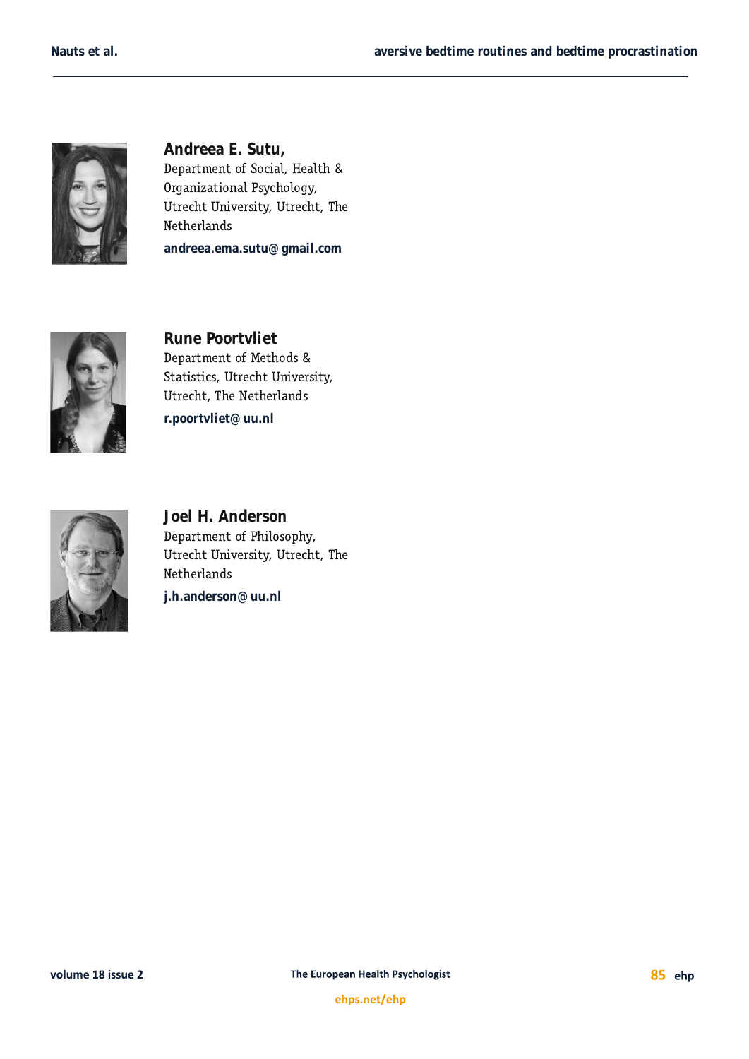**Andreea E. Sutu,**
Department of Social, Health & Organizational Psychology, Utrecht University, Utrecht, The Netherlands
**andreea.ema.sutu@gmail.com**

**Rune Poortvliet**
Department of Methods & Statistics, Utrecht University, Utrecht, The Netherlands
**r.poortvliet@uu.nl**

**Joel H. Anderson**
Department of Philosophy, Utrecht University, Utrecht, The Netherlands
**j.h.anderson@uu.nl**